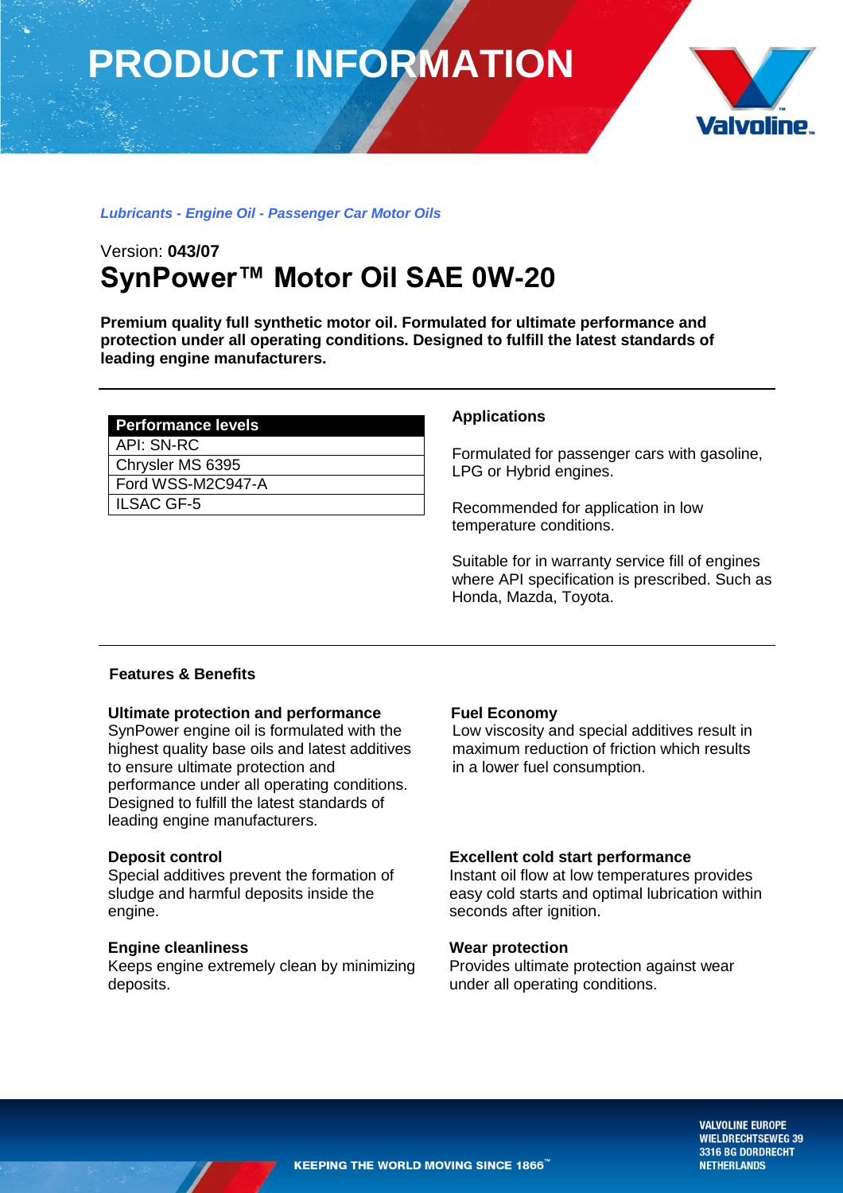# PRODUCT INFORMATION

*Lubricants - Engine Oil - Passenger Car Motor Oils*

Version: **043/07**

## SynPower™ Motor Oil SAE 0W-20

**Premium quality full synthetic motor oil. Formulated for ultimate performance and protection under all operating conditions. Designed to fulfill the latest standards of leading engine manufacturers.**

| Performance levels |
|---|
| API: SN-RC |
| Chrysler MS 6395 |
| Ford WSS-M2C947-A |
| ILSAC GF-5 |

### Applications

Formulated for passenger cars with gasoline, LPG or Hybrid engines.

Recommended for application in low temperature conditions.

Suitable for in warranty service fill of engines where API specification is prescribed. Such as Honda, Mazda, Toyota.

### Features & Benefits

**Ultimate protection and performance**
SynPower engine oil is formulated with the highest quality base oils and latest additives to ensure ultimate protection and performance under all operating conditions. Designed to fulfill the latest standards of leading engine manufacturers.

**Deposit control**
Special additives prevent the formation of sludge and harmful deposits inside the engine.

**Engine cleanliness**
Keeps engine extremely clean by minimizing deposits.

**Fuel Economy**
Low viscosity and special additives result in maximum reduction of friction which results in a lower fuel consumption.

**Excellent cold start performance**
Instant oil flow at low temperatures provides easy cold starts and optimal lubrication within seconds after ignition.

**Wear protection**
Provides ultimate protection against wear under all operating conditions.

KEEPING THE WORLD MOVING SINCE 1866™

VALVOLINE EUROPE
WIELDRECHTSEWEG 39
3316 BG DORDRECHT
NETHERLANDS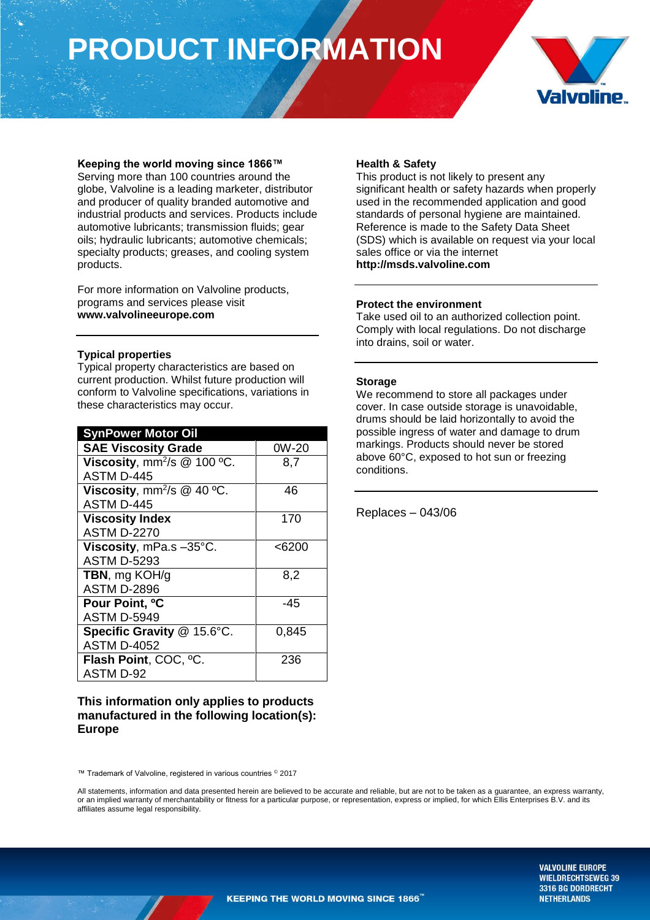# PRODUCT INFORMATION

**Keeping the world moving since 1866™**
Serving more than 100 countries around the globe, Valvoline is a leading marketer, distributor and producer of quality branded automotive and industrial products and services. Products include automotive lubricants; transmission fluids; gear oils; hydraulic lubricants; automotive chemicals; specialty products; greases, and cooling system products.

For more information on Valvoline products, programs and services please visit
**www.valvolineeurope.com**

**Typical properties**
Typical property characteristics are based on current production. Whilst future production will conform to Valvoline specifications, variations in these characteristics may occur.

| SynPower Motor Oil | |
|---|---|
| **SAE Viscosity Grade** | 0W-20 |
| **Viscosity**, $mm^2/s$ @ 100 ºC. ASTM D-445 | 8,7 |
| **Viscosity**, $mm^2/s$ @ 40 ºC. ASTM D-445 | 46 |
| **Viscosity Index** ASTM D-2270 | 170 |
| **Viscosity**, mPa.s –35°C. ASTM D-5293 | <6200 |
| **TBN**, mg KOH/g ASTM D-2896 | 8,2 |
| **Pour Point, ºC** ASTM D-5949 | -45 |
| **Specific Gravity** @ 15.6°C. ASTM D-4052 | 0,845 |
| **Flash Point**, COC, ºC. ASTM D-92 | 236 |

**This information only applies to products manufactured in the following location(s): Europe**

**Health & Safety**
This product is not likely to present any significant health or safety hazards when properly used in the recommended application and good standards of personal hygiene are maintained. Reference is made to the Safety Data Sheet (SDS) which is available on request via your local sales office or via the internet
**http://msds.valvoline.com**

**Protect the environment**
Take used oil to an authorized collection point. Comply with local regulations. Do not discharge into drains, soil or water.

**Storage**
We recommend to store all packages under cover. In case outside storage is unavoidable, drums should be laid horizontally to avoid the possible ingress of water and damage to drum markings. Products should never be stored above 60°C, exposed to hot sun or freezing conditions.

Replaces – 043/06

™ Trademark of Valvoline, registered in various countries © 2017

All statements, information and data presented herein are believed to be accurate and reliable, but are not to be taken as a guarantee, an express warranty, or an implied warranty of merchantability or fitness for a particular purpose, or representation, express or implied, for which Ellis Enterprises B.V. and its affiliates assume legal responsibility.

KEEPING THE WORLD MOVING SINCE 1866™

VALVOLINE EUROPE
WIELDRECHTSEWEG 39
3316 BG DORDRECHT
NETHERLANDS